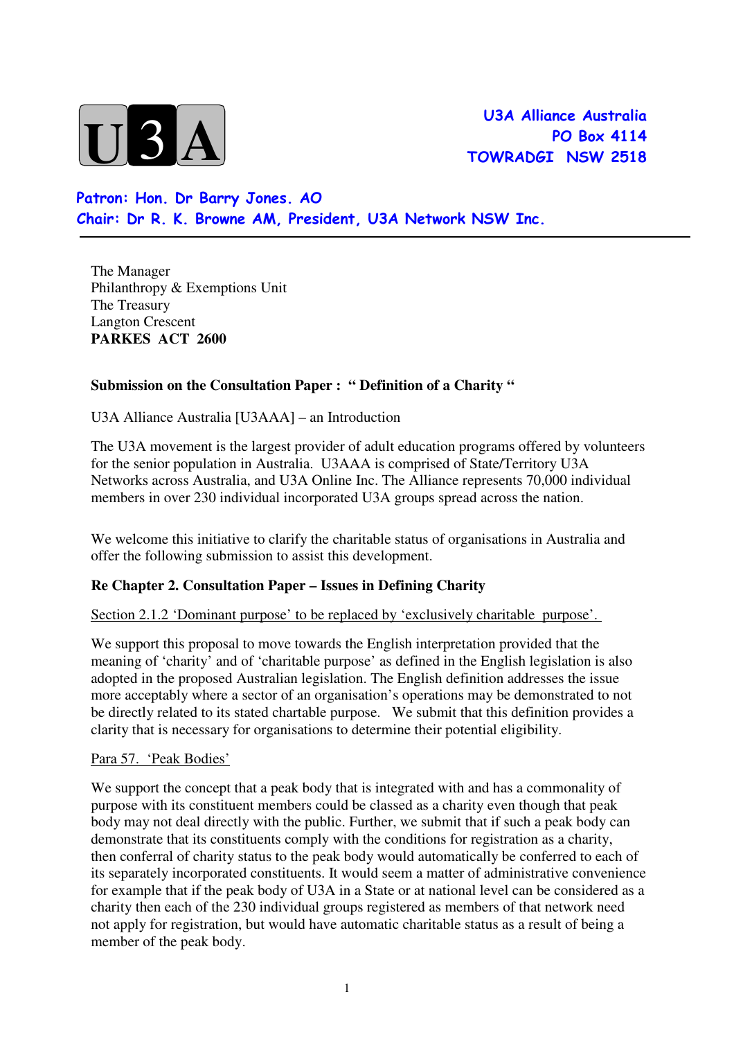U3A

**U3A Alliance Australia**
**PO Box 4114**
**TOWRADGI NSW 2518**

**Patron: Hon. Dr Barry Jones. AO**
**Chair: Dr R. K. Browne AM, President, U3A Network NSW Inc.**

---

The Manager
Philanthropy & Exemptions Unit
The Treasury
Langton Crescent
**PARKES ACT 2600**

**Submission on the Consultation Paper : " Definition of a Charity "**

U3A Alliance Australia [U3AAA] – an Introduction

The U3A movement is the largest provider of adult education programs offered by volunteers for the senior population in Australia. U3AAA is comprised of State/Territory U3A Networks across Australia, and U3A Online Inc. The Alliance represents 70,000 individual members in over 230 individual incorporated U3A groups spread across the nation.

We welcome this initiative to clarify the charitable status of organisations in Australia and offer the following submission to assist this development.

**Re Chapter 2. Consultation Paper – Issues in Defining Charity**

<u>Section 2.1.2 'Dominant purpose' to be replaced by 'exclusively charitable purpose'.</u>

We support this proposal to move towards the English interpretation provided that the meaning of 'charity' and of 'charitable purpose' as defined in the English legislation is also adopted in the proposed Australian legislation. The English definition addresses the issue more acceptably where a sector of an organisation's operations may be demonstrated to not be directly related to its stated chartable purpose. We submit that this definition provides a clarity that is necessary for organisations to determine their potential eligibility.

<u>Para 57. 'Peak Bodies'</u>

We support the concept that a peak body that is integrated with and has a commonality of purpose with its constituent members could be classed as a charity even though that peak body may not deal directly with the public. Further, we submit that if such a peak body can demonstrate that its constituents comply with the conditions for registration as a charity, then conferral of charity status to the peak body would automatically be conferred to each of its separately incorporated constituents. It would seem a matter of administrative convenience for example that if the peak body of U3A in a State or at national level can be considered as a charity then each of the 230 individual groups registered as members of that network need not apply for registration, but would have automatic charitable status as a result of being a member of the peak body.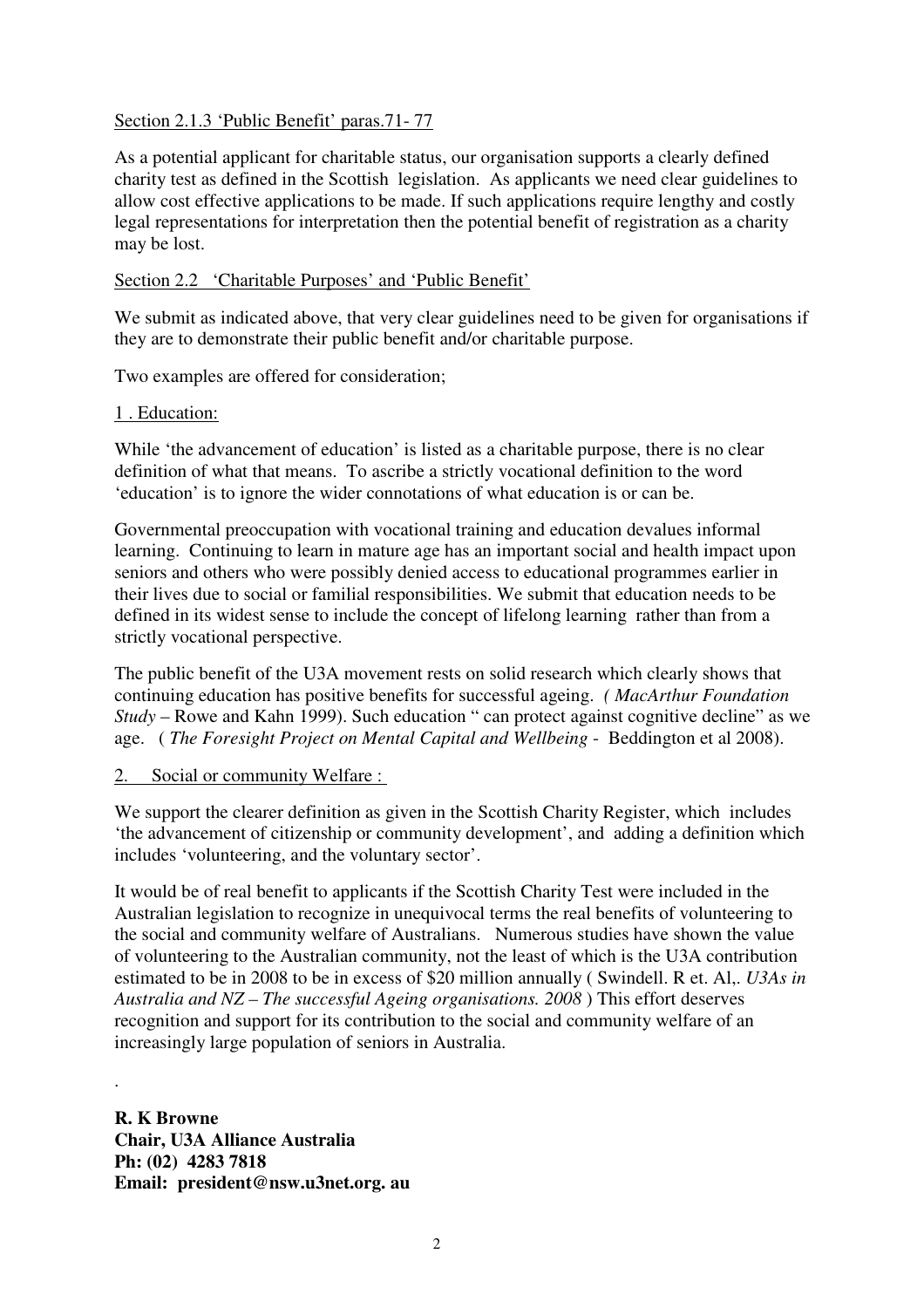Section 2.1.3 'Public Benefit' paras.71- 77

As a potential applicant for charitable status, our organisation supports a clearly defined charity test as defined in the Scottish legislation. As applicants we need clear guidelines to allow cost effective applications to be made. If such applications require lengthy and costly legal representations for interpretation then the potential benefit of registration as a charity may be lost.

Section 2.2 'Charitable Purposes' and 'Public Benefit'

We submit as indicated above, that very clear guidelines need to be given for organisations if they are to demonstrate their public benefit and/or charitable purpose.

Two examples are offered for consideration;

1 . Education:

While 'the advancement of education' is listed as a charitable purpose, there is no clear definition of what that means. To ascribe a strictly vocational definition to the word 'education' is to ignore the wider connotations of what education is or can be.

Governmental preoccupation with vocational training and education devalues informal learning. Continuing to learn in mature age has an important social and health impact upon seniors and others who were possibly denied access to educational programmes earlier in their lives due to social or familial responsibilities. We submit that education needs to be defined in its widest sense to include the concept of lifelong learning rather than from a strictly vocational perspective.

The public benefit of the U3A movement rests on solid research which clearly shows that continuing education has positive benefits for successful ageing. *( MacArthur Foundation Study* – Rowe and Kahn 1999). Such education " can protect against cognitive decline" as we age. ( *The Foresight Project on Mental Capital and Wellbeing* - Beddington et al 2008).

2. Social or community Welfare :

We support the clearer definition as given in the Scottish Charity Register, which includes 'the advancement of citizenship or community development', and adding a definition which includes 'volunteering, and the voluntary sector'.

It would be of real benefit to applicants if the Scottish Charity Test were included in the Australian legislation to recognize in unequivocal terms the real benefits of volunteering to the social and community welfare of Australians. Numerous studies have shown the value of volunteering to the Australian community, not the least of which is the U3A contribution estimated to be in 2008 to be in excess of $20 million annually ( Swindell. R et. Al,. *U3As in Australia and NZ – The successful Ageing organisations. 2008* ) This effort deserves recognition and support for its contribution to the social and community welfare of an increasingly large population of seniors in Australia.

.

**R. K Browne**
**Chair, U3A Alliance Australia**
**Ph: (02) 4283 7818**
**Email: president@nsw.u3net.org. au**